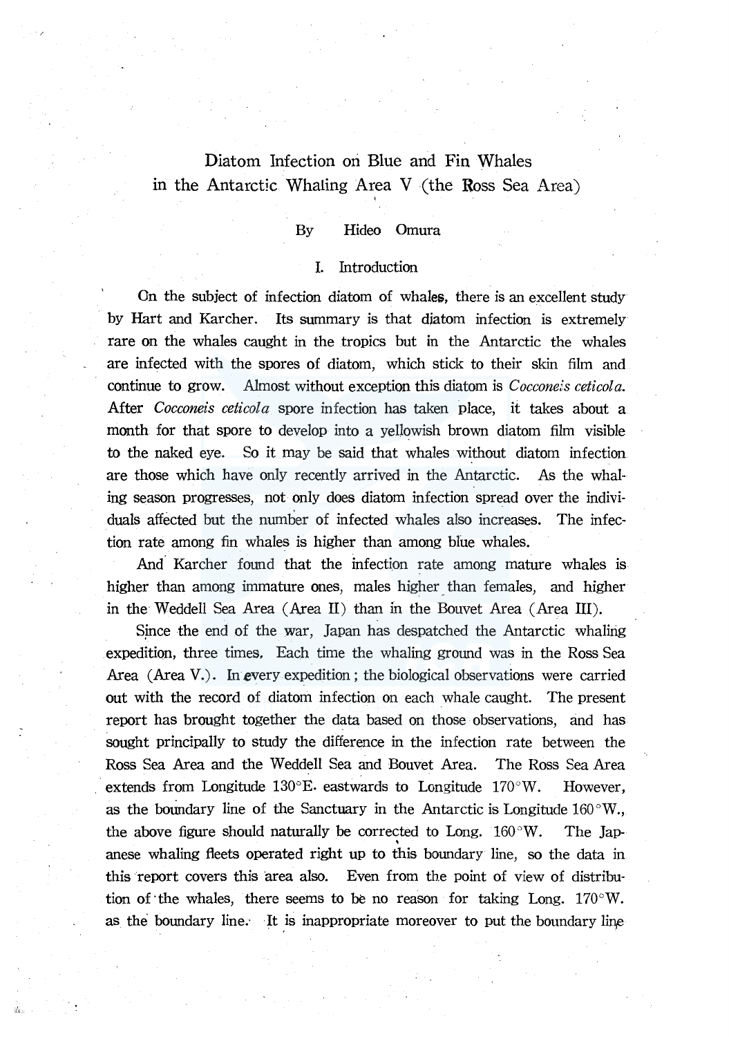# Diatom Infection on Blue and Fin Whales in the Antarctic Whaling Area V (the Ross Sea Area)

By Hideo Omura

## I. Introduction

On the subject of infection diatom of whales, there is an excellent study by Hart and Karcher. Its summary is that diatom infection is extremely rare on the whales caught in the tropics but in the Antarctic the whales are infected with the spores of diatom, which stick to their skin film and continue to grow. Almost without exception this diatom is *Cocconeis ceticola*. After *Cocconeis ceticola* spore infection has taken place, it takes about a month for that spore to develop into a yellowish brown diatom film visible to the naked eye. So it may be said that whales without diatom infection are those which have only recently arrived in the Antarctic. As the whaling season progresses, not only does diatom infection spread over the individuals affected but the number of infected whales also increases. The infection rate among fin whales is higher than among blue whales.

And Karcher found that the infection rate among mature whales is higher than among immature ones, males higher than females, and higher in the Weddell Sea Area (Area II) than in the Bouvet Area (Area III).

Since the end of the war, Japan has despatched the Antarctic whaling expedition, three times. Each time the whaling ground was in the Ross Sea Area (Area V.). In every expedition; the biological observations were carried out with the record of diatom infection on each whale caught. The present report has brought together the data based on those observations, and has sought principally to study the difference in the infection rate between the Ross Sea Area and the Weddell Sea and Bouvet Area. The Ross Sea Area extends from Longitude 130°E. eastwards to Longitude 170°W. However, as the boundary line of the Sanctuary in the Antarctic is Longitude 160°W., the above figure should naturally be corrected to Long. 160°W. The Japanese whaling fleets operated right up to this boundary line, so the data in this report covers this area also. Even from the point of view of distribution of the whales, there seems to be no reason for taking Long. 170°W. as the boundary line. It is inappropriate moreover to put the boundary line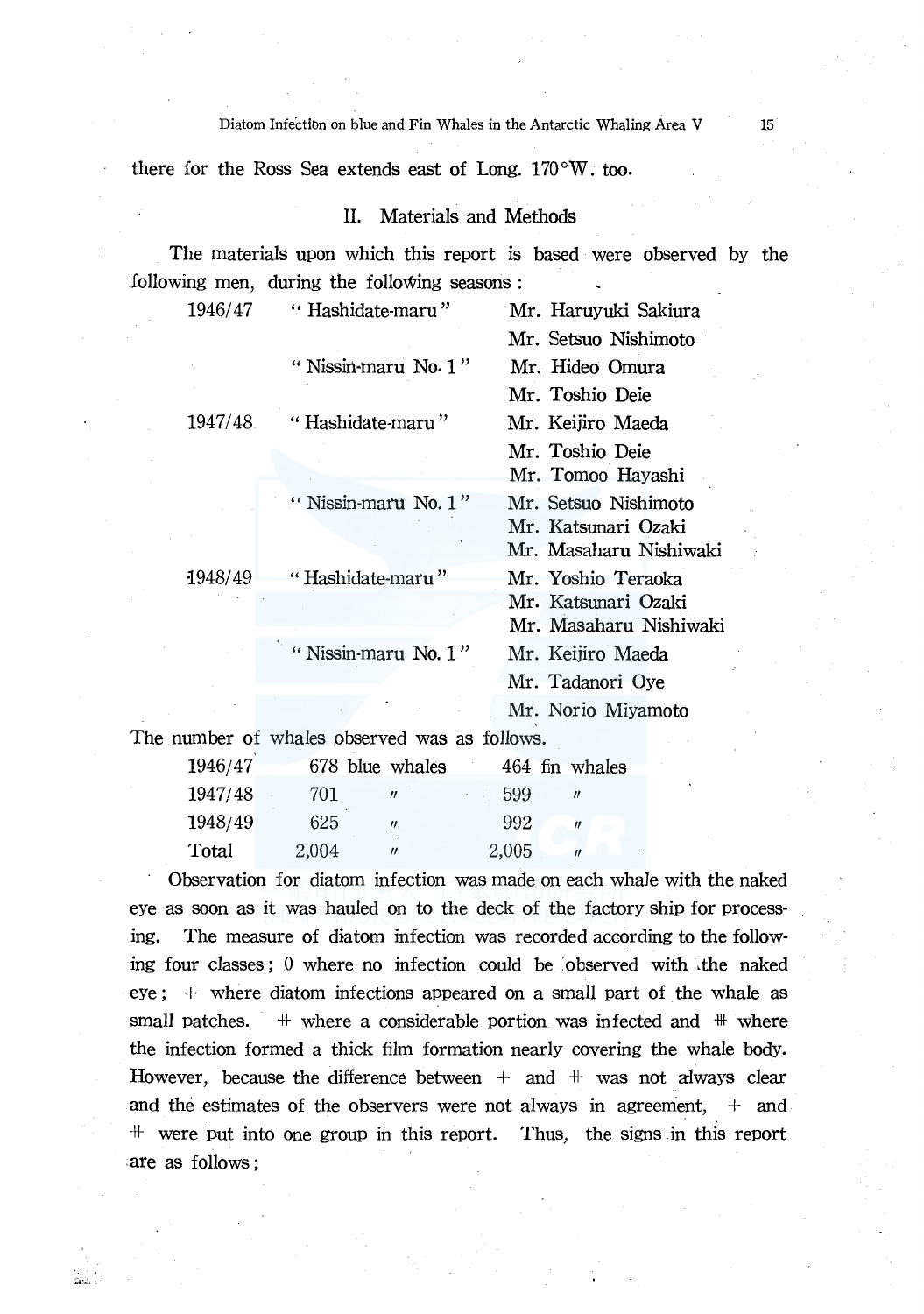there for the Ross Sea extends east of Long. 170°W. too.

## II. Materials and Methods

The materials upon which this report is based were observed by the following men, during the following seasons :

| | | |
|---|---|---|
| 1946/47 | " Hashidate-maru " | Mr. Haruyuki Sakiura |
| | | Mr. Setsuo Nishimoto |
| | " Nissin-maru No. 1 " | Mr. Hideo Omura |
| | | Mr. Toshio Deie |
| 1947/48 | " Hashidate-maru " | Mr. Keijiro Maeda |
| | | Mr. Toshio Deie |
| | | Mr. Tomoo Hayashi |
| | " Nissin-maru No. 1 " | Mr. Setsuo Nishimoto |
| | | Mr. Katsunari Ozaki |
| | | Mr. Masaharu Nishiwaki |
| 1948/49 | " Hashidate-maru " | Mr. Yoshio Teraoka |
| | | Mr. Katsunari Ozaki |
| | | Mr. Masaharu Nishiwaki |
| | " Nissin-maru No. 1 " | Mr. Keijiro Maeda |
| | | Mr. Tadanori Oye |
| | | Mr. Norio Miyamoto |

The number of whales observed was as follows.

| | | |
|---|---|---|
| 1946/47 | 678 blue whales | 464 fin whales |
| 1947/48 | 701 〃 | 599 〃 |
| 1948/49 | 625 〃 | 992 〃 |
| Total | 2,004 〃 | 2,005 〃 |

Observation for diatom infection was made on each whale with the naked eye as soon as it was hauled on to the deck of the factory ship for processing. The measure of diatom infection was recorded according to the following four classes; 0 where no infection could be observed with the naked eye; + where diatom infections appeared on a small part of the whale as small patches. ++ where a considerable portion was infected and +++ where the infection formed a thick film formation nearly covering the whale body. However, because the difference between + and ++ was not always clear and the estimates of the observers were not always in agreement, + and ++ were put into one group in this report. Thus, the signs in this report are as follows;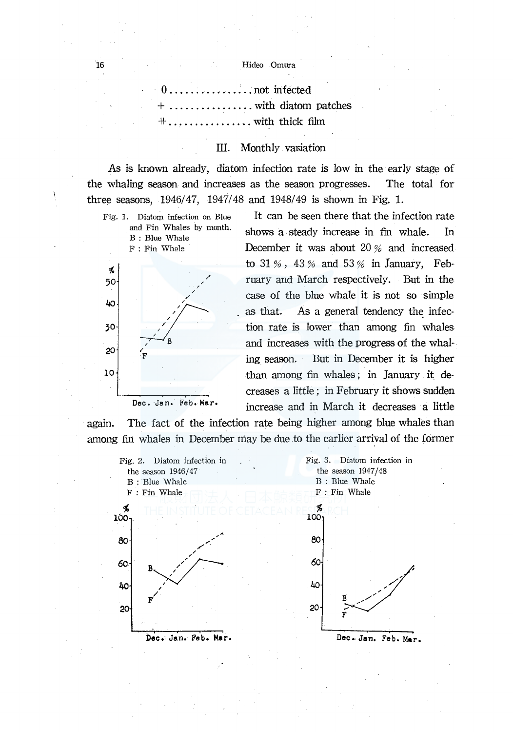0 ................ not infected
\+ ................ with diatom patches
++ ................ with thick film

## III. Monthly variation

As is known already, diatom infection rate is low in the early stage of the whaling season and increases as the season progresses. The total for three seasons, 1946/47, 1947/48 and 1948/49 is shown in Fig. 1.

Fig. 1. Diatom infection on Blue and Fin Whales by month.
B : Blue Whale
F : Fin Whale

It can be seen there that the infection rate shows a steady increase in fin whale. In December it was about 20 % and increased to 31 %, 43 % and 53 % in January, February and March respectively. But in the case of the blue whale it is not so simple as that. As a general tendency the infection rate is lower than among fin whales and increases with the progress of the whaling season. But in December it is higher than among fin whales; in January it decreases a little; in February it shows sudden increase and in March it decreases a little again. The fact of the infection rate being higher among blue whales than among fin whales in December may be due to the earlier arrival of the former

Fig. 2. Diatom infection in the season 1946/47
B : Blue Whale
F : Fin Whale

Fig. 3. Diatom infection in the season 1947/48
B : Blue Whale
F : Fin Whale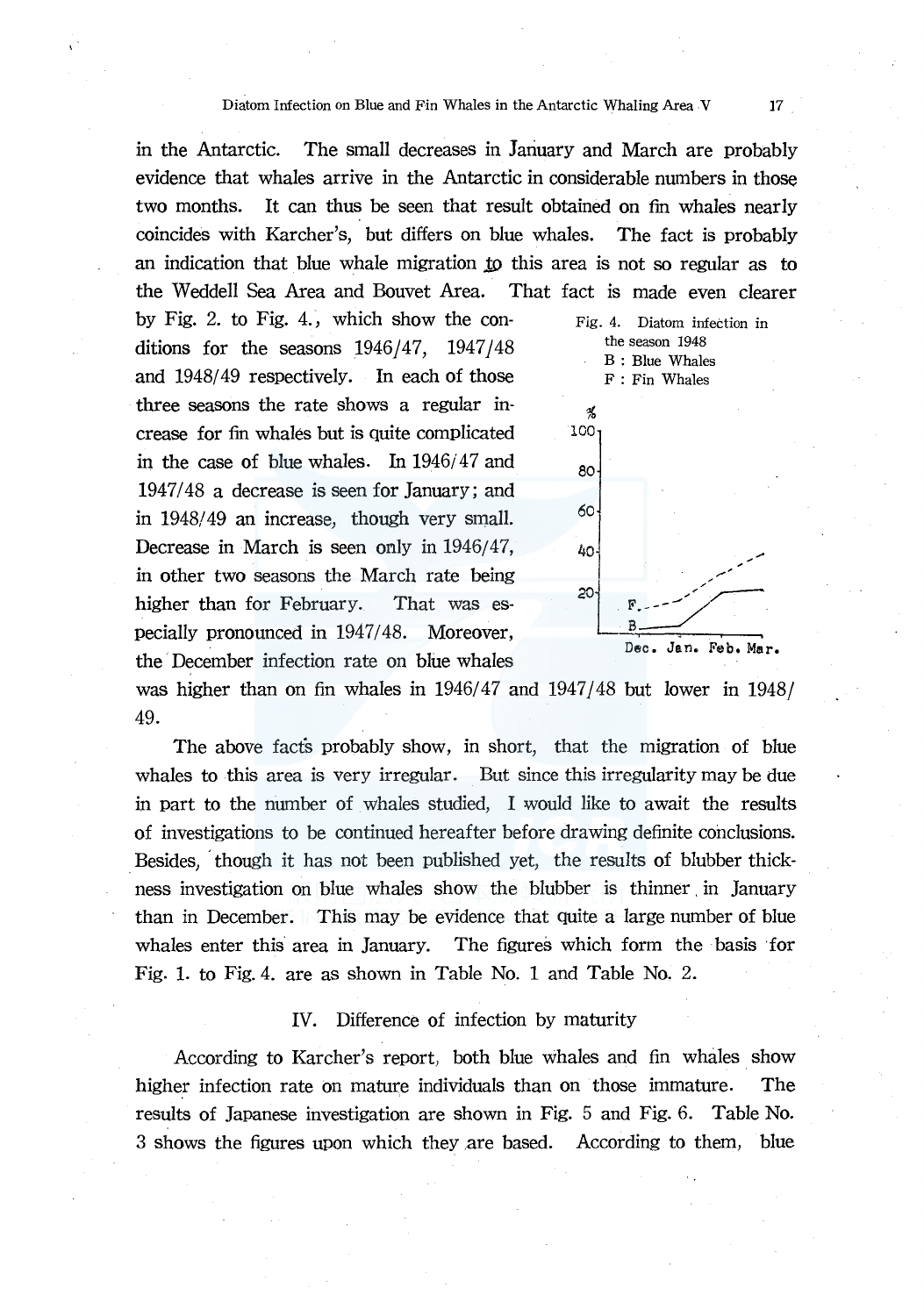in the Antarctic. The small decreases in January and March are probably evidence that whales arrive in the Antarctic in considerable numbers in those two months. It can thus be seen that result obtained on fin whales nearly coincides with Karcher's, but differs on blue whales. The fact is probably an indication that blue whale migration to this area is not so regular as to the Weddell Sea Area and Bouvet Area. That fact is made even clearer by Fig. 2. to Fig. 4., which show the conditions for the seasons 1946/47, 1947/48 and 1948/49 respectively. In each of those three seasons the rate shows a regular increase for fin whales but is quite complicated in the case of blue whales. In 1946/47 and 1947/48 a decrease is seen for January; and in 1948/49 an increase, though very small. Decrease in March is seen only in 1946/47, in other two seasons the March rate being higher than for February. That was especially pronounced in 1947/48. Moreover, the December infection rate on blue whales was higher than on fin whales in 1946/47 and 1947/48 but lower in 1948/49.

Fig. 4. Diatom infection in the season 1948
B : Blue Whales
F : Fin Whales

The above facts probably show, in short, that the migration of blue whales to this area is very irregular. But since this irregularity may be due in part to the number of whales studied, I would like to await the results of investigations to be continued hereafter before drawing definite conclusions. Besides, though it has not been published yet, the results of blubber thickness investigation on blue whales show the blubber is thinner in January than in December. This may be evidence that quite a large number of blue whales enter this area in January. The figures which form the basis for Fig. 1. to Fig. 4. are as shown in Table No. 1 and Table No. 2.

## IV. Difference of infection by maturity

According to Karcher's report, both blue whales and fin whales show higher infection rate on mature individuals than on those immature. The results of Japanese investigation are shown in Fig. 5 and Fig. 6. Table No. 3 shows the figures upon which they are based. According to them, blue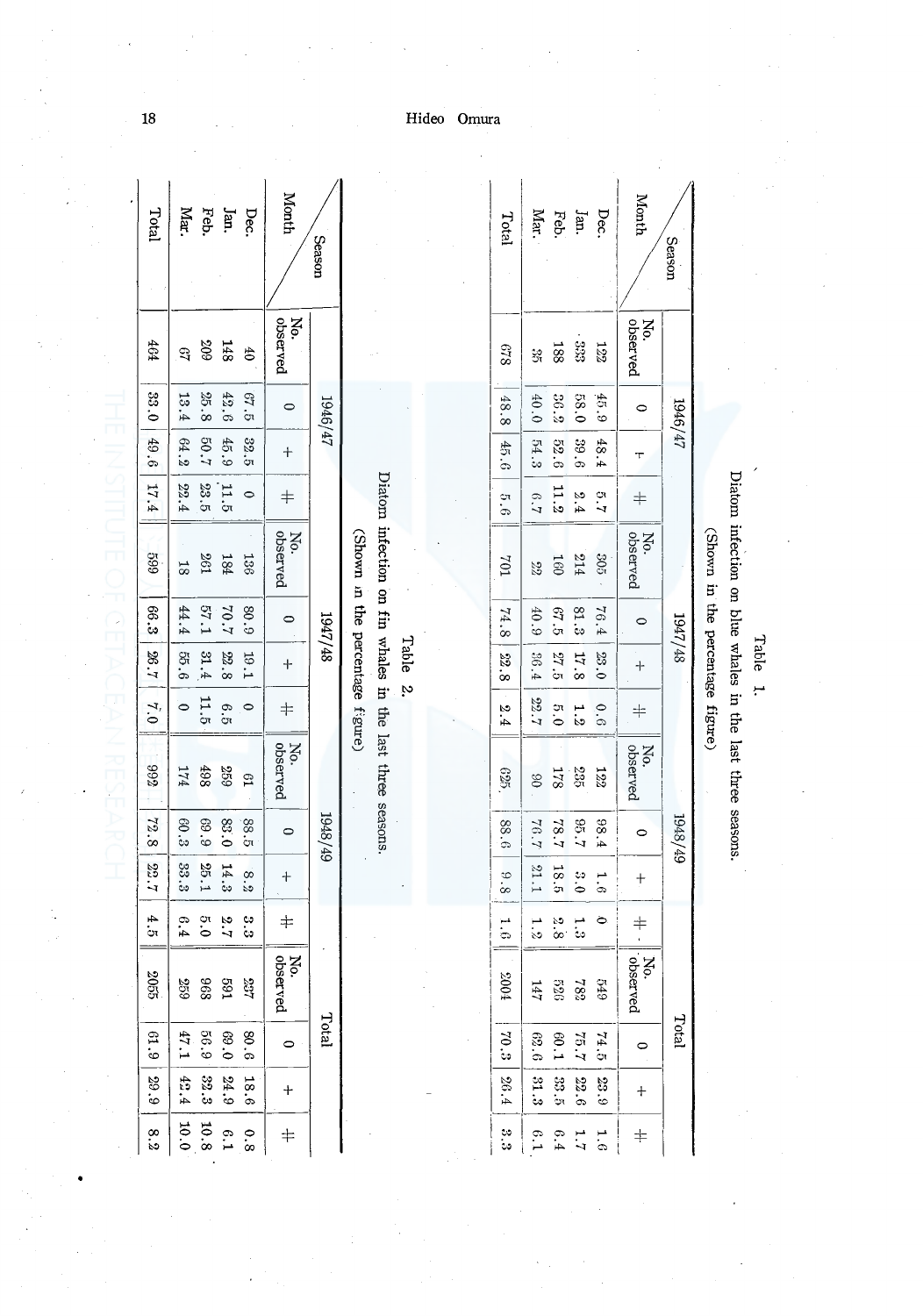Table 1.
Diatom infection on blue whales in the last three seasons.
(Shown in the percentage figure)

| Month \ Season | 1946/47 | | | | 1947/48 | | | | 1948/49 | | | | Total | | | |
|---|---|---|---|---|---|---|---|---|---|---|---|---|---|---|---|---|
| | No. observed | 0 | + | ++ | No. observed | 0 | + | ++ | No. observed | 0 | + | ++ | No. observed | 0 | + | ++ |
| Dec. | 122 | 45.9 | 48.4 | 5.7 | 305 | 76.4 | 23.0 | 0.6 | 122 | 98.4 | 1.6 | 0 | 549 | 74.5 | 23.9 | 1.6 |
| Jan. | 333 | 58.0 | 39.6 | 2.4 | 214 | 81.3 | 17.8 | 1.2 | 235 | 95.7 | 3.0 | 1.3 | 782 | 75.7 | 22.6 | 1.7 |
| Feb. | 188 | 36.2 | 52.6 | 11.2 | 160 | 67.5 | 27.5 | 5.0 | 178 | 78.7 | 18.5 | 2.8 | 526 | 60.1 | 33.5 | 6.4 |
| Mar. | 35 | 40.0 | 54.3 | 6.7 | 22 | 40.9 | 36.4 | 22.7 | 90 | 76.7 | 21.1 | 1.2 | 147 | 62.6 | 31.3 | 6.1 |
| Total | 678 | 48.8 | 45.6 | 5.6 | 701 | 74.8 | 22.8 | 2.4 | 625 | 88.6 | 9.8 | 1.6 | 2004 | 70.3 | 26.4 | 3.3 |

Table 2.
Diatom infection on fin whales in the last three seasons.
(Shown in the percentage figure)

| Month \ Season | 1946/47 | | | | 1947/48 | | | | 1948/49 | | | | Total | | | |
|---|---|---|---|---|---|---|---|---|---|---|---|---|---|---|---|---|
| | No. observed | 0 | + | ++ | No. observed | 0 | + | ++ | No. observed | 0 | + | ++ | No. observed | 0 | + | ++ |
| Dec. | 40 | 67.5 | 32.5 | 0 | 136 | 80.9 | 19.1 | 0 | 61 | 88.5 | 8.2 | 3.3 | 237 | 80.6 | 18.6 | 0.8 |
| Jan. | 148 | 42.6 | 45.9 | 11.5 | 184 | 70.7 | 22.8 | 6.5 | 259 | 83.0 | 14.3 | 2.7 | 591 | 69.0 | 24.9 | 6.1 |
| Feb. | 209 | 25.8 | 50.7 | 23.5 | 261 | 57.1 | 31.4 | 11.5 | 498 | 69.9 | 25.1 | 5.0 | 968 | 56.9 | 32.3 | 10.8 |
| Mar. | 67 | 13.4 | 64.2 | 22.4 | 18 | 44.4 | 55.6 | 0 | 174 | 60.3 | 33.3 | 6.4 | 259 | 47.1 | 42.4 | 10.0 |
| Total | 464 | 33.0 | 49.6 | 17.4 | 599 | 66.3 | 26.7 | 7.0 | 992 | 72.8 | 22.7 | 4.5 | 2055 | 61.9 | 29.9 | 8.2 |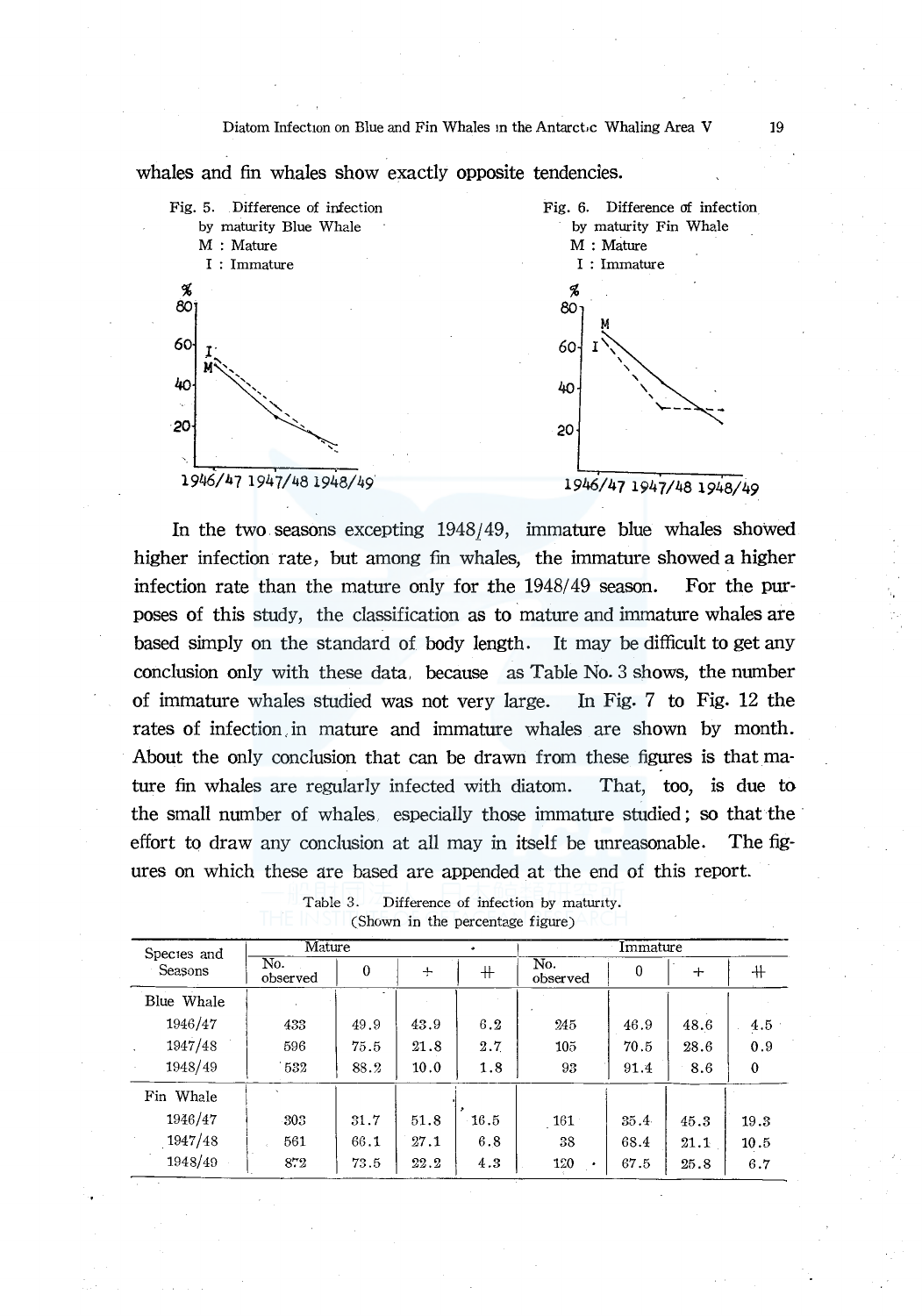whales and fin whales show exactly opposite tendencies.

Fig. 5. Difference of infection by maturity Blue Whale
M : Mature
I : Immature

Fig. 6. Difference of infection by maturity Fin Whale
M : Mature
I : Immature

In the two seasons excepting 1948/49, immature blue whales showed higher infection rate, but among fin whales, the immature showed a higher infection rate than the mature only for the 1948/49 season. For the purposes of this study, the classification as to mature and immature whales are based simply on the standard of body length. It may be difficult to get any conclusion only with these data, because as Table No. 3 shows, the number of immature whales studied was not very large. In Fig. 7 to Fig. 12 the rates of infection in mature and immature whales are shown by month. About the only conclusion that can be drawn from these figures is that mature fin whales are regularly infected with diatom. That, too, is due to the small number of whales, especially those immature studied; so that the effort to draw any conclusion at all may in itself be unreasonable. The figures on which these are based are appended at the end of this report.

Table 3. Difference of infection by maturity.
(Shown in the percentage figure)

| Species and Seasons | Mature | | | | Immature | | | |
|---|---|---|---|---|---|---|---|---|
| | No. observed | 0 | + | ++ | No. observed | 0 | + | ++ |
| Blue Whale | | | | | | | | |
| 1946/47 | 433 | 49.9 | 43.9 | 6.2 | 245 | 46.9 | 48.6 | 4.5 |
| 1947/48 | 596 | 75.5 | 21.8 | 2.7 | 105 | 70.5 | 28.6 | 0.9 |
| 1948/49 | 532 | 88.2 | 10.0 | 1.8 | 93 | 91.4 | 8.6 | 0 |
| Fin Whale | | | | | | | | |
| 1946/47 | 303 | 31.7 | 51.8 | 16.5 | 161 | 35.4 | 45.3 | 19.3 |
| 1947/48 | 561 | 66.1 | 27.1 | 6.8 | 38 | 68.4 | 21.1 | 10.5 |
| 1948/49 | 872 | 73.5 | 22.2 | 4.3 | 120 | 67.5 | 25.8 | 6.7 |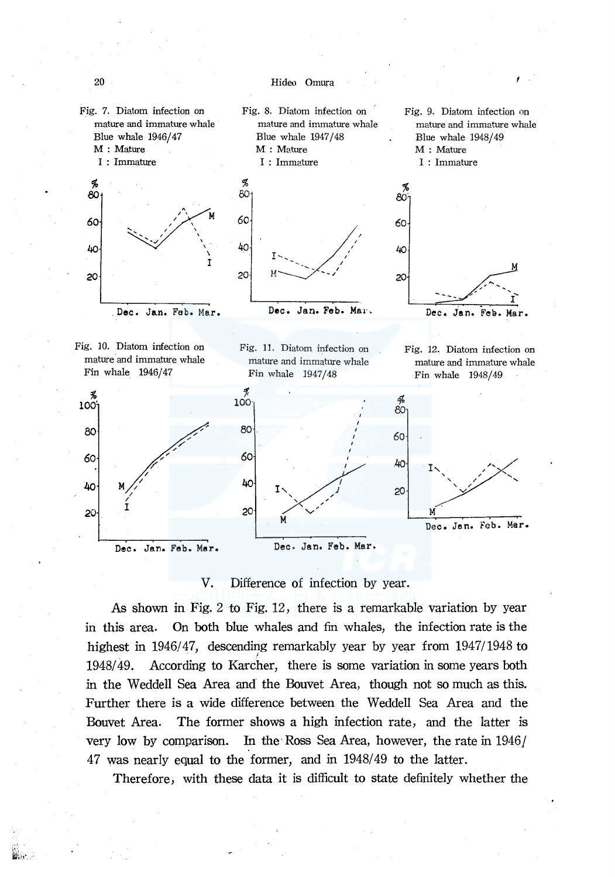Fig. 7. Diatom infection on mature and immature whale Blue whale 1946/47
M : Mature
I : Immature

Fig. 8. Diatom infection on mature and immature whale Blue whale 1947/48
M : Mature
I : Immature

Fig. 9. Diatom infection on mature and immature whale Blue whale 1948/49
M : Mature
I : Immature

Fig. 10. Diatom infection on mature and immature whale Fin whale 1946/47

Fig. 11. Diatom infection on mature and immature whale Fin whale 1947/48

Fig. 12. Diatom infection on mature and immature whale Fin whale 1948/49

## V. Difference of infection by year.

As shown in Fig. 2 to Fig. 12, there is a remarkable variation by year in this area. On both blue whales and fin whales, the infection rate is the highest in 1946/47, descending remarkably year by year from 1947/1948 to 1948/49. According to Karcher, there is some variation in some years both in the Weddell Sea Area and the Bouvet Area, though not so much as this. Further there is a wide difference between the Weddell Sea Area and the Bouvet Area. The former shows a high infection rate, and the latter is very low by comparison. In the Ross Sea Area, however, the rate in 1946/47 was nearly equal to the former, and in 1948/49 to the latter.

Therefore, with these data it is difficult to state definitely whether the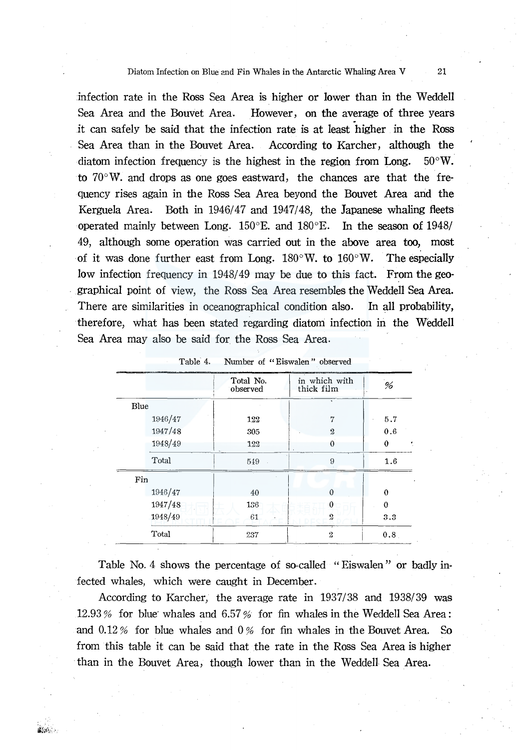infection rate in the Ross Sea Area is higher or lower than in the Weddell Sea Area and the Bouvet Area. However, on the average of three years it can safely be said that the infection rate is at least higher in the Ross Sea Area than in the Bouvet Area. According to Karcher, although the diatom infection frequency is the highest in the region from Long. 50°W. to 70°W. and drops as one goes eastward, the chances are that the frequency rises again in the Ross Sea Area beyond the Bouvet Area and the Kerguela Area. Both in 1946/47 and 1947/48, the Japanese whaling fleets operated mainly between Long. 150°E. and 180°E. In the season of 1948/49, although some operation was carried out in the above area too, most of it was done further east from Long. 180°W. to 160°W. The especially low infection frequency in 1948/49 may be due to this fact. From the geographical point of view, the Ross Sea Area resembles the Weddell Sea Area. There are similarities in oceanographical condition also. In all probability, therefore, what has been stated regarding diatom infection in the Weddell Sea Area may also be said for the Ross Sea Area.

Table 4. Number of "Eiswalen" observed

| | Total No. observed | in which with thick film | % |
|---|---|---|---|
| Blue | | | |
| 1946/47 | 122 | 7 | 5.7 |
| 1947/48 | 305 | 2 | 0.6 |
| 1948/49 | 122 | 0 | 0 |
| Total | 549 | 9 | 1.6 |
| Fin | | | |
| 1946/47 | 40 | 0 | 0 |
| 1947/48 | 136 | 0 | 0 |
| 1948/49 | 61 | 2 | 3.3 |
| Total | 237 | 2 | 0.8 |

Table No. 4 shows the percentage of so-called "Eiswalen" or badly infected whales, which were caught in December.

According to Karcher, the average rate in 1937/38 and 1938/39 was 12.93% for blue whales and 6.57% for fin whales in the Weddell Sea Area: and 0.12% for blue whales and 0% for fin whales in the Bouvet Area. So from this table it can be said that the rate in the Ross Sea Area is higher than in the Bouvet Area, though lower than in the Weddell Sea Area.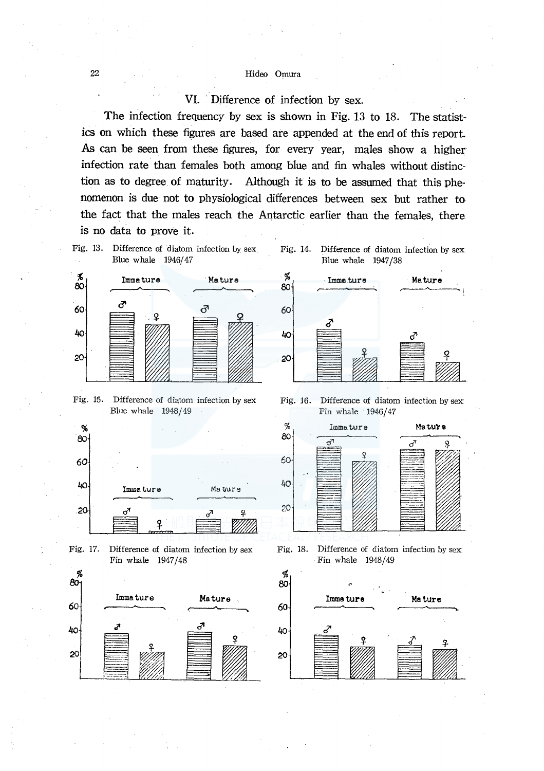## VI. Difference of infection by sex.

The infection frequency by sex is shown in Fig. 13 to 18. The statistics on which these figures are based are appended at the end of this report. As can be seen from these figures, for every year, males show a higher infection rate than females both among blue and fin whales without distinction as to degree of maturity. Although it is to be assumed that this phenomenon is due not to physiological differences between sex but rather to the fact that the males reach the Antarctic earlier than the females, there is no data to prove it.

Fig. 13. Difference of diatom infection by sex Blue whale 1946/47

Fig. 14. Difference of diatom infection by sex Blue whale 1947/38

Fig. 15. Difference of diatom infection by sex Blue whale 1948/49

Fig. 16. Difference of diatom infection by sex Fin whale 1946/47

Fig. 17. Difference of diatom infection by sex Fin whale 1947/48

Fig. 18. Difference of diatom infection by sex Fin whale 1948/49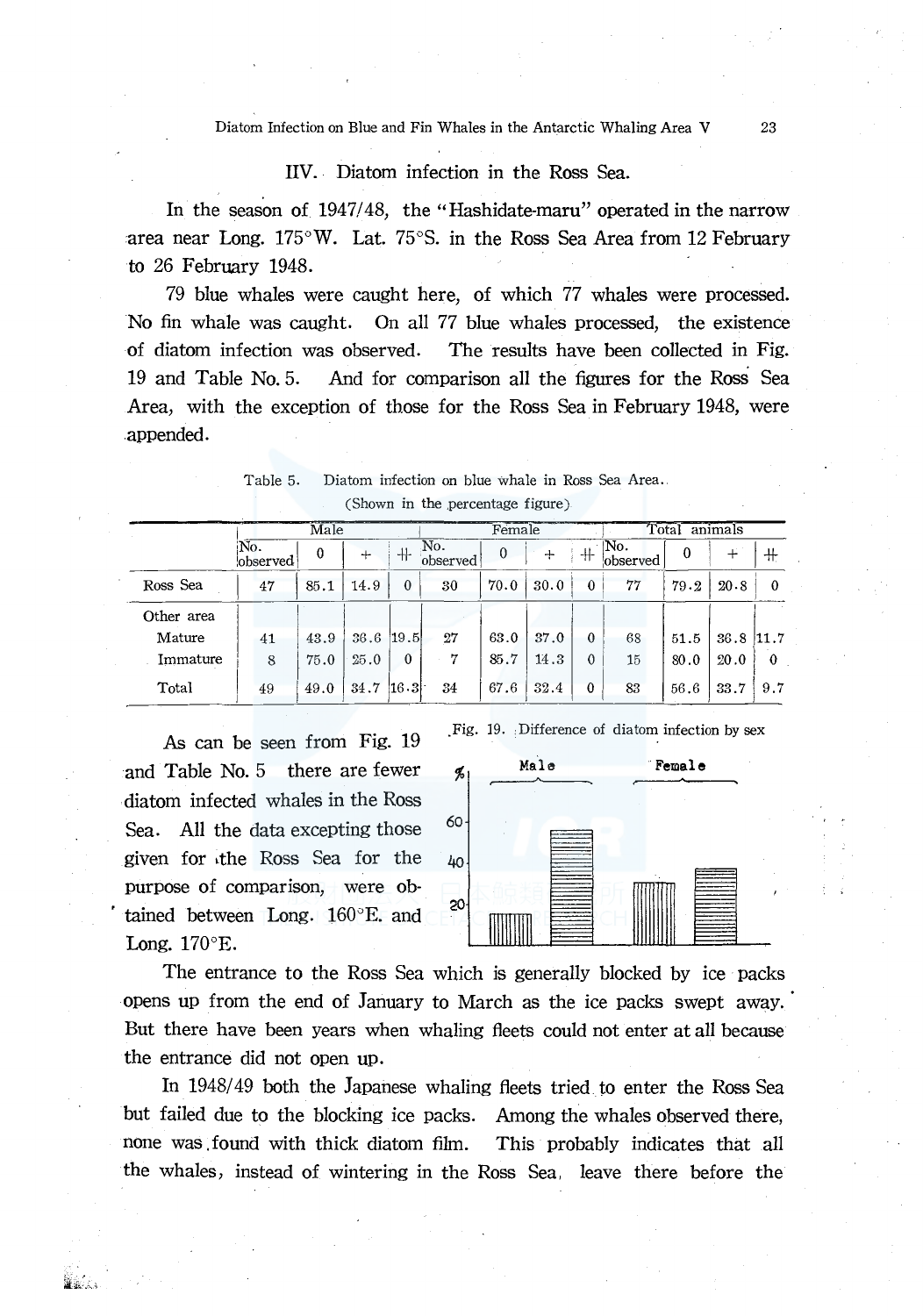## IIV. Diatom infection in the Ross Sea.

In the season of 1947/48, the "Hashidate-maru" operated in the narrow area near Long. 175°W. Lat. 75°S. in the Ross Sea Area from 12 February to 26 February 1948.

79 blue whales were caught here, of which 77 whales were processed. No fin whale was caught. On all 77 blue whales processed, the existence of diatom infection was observed. The results have been collected in Fig. 19 and Table No. 5. And for comparison all the figures for the Ross Sea Area, with the exception of those for the Ross Sea in February 1948, were appended.

Table 5. Diatom infection on blue whale in Ross Sea Area. (Shown in the percentage figure)

| | Male | | | | Female | | | | Total animals | | | |
|---|---|---|---|---|---|---|---|---|---|---|---|---|
| | No. observed | 0 | + | ++ | No. observed | 0 | + | ++ | No. observed | 0 | + | ++ |
| Ross Sea | 47 | 85.1 | 14.9 | 0 | 30 | 70.0 | 30.0 | 0 | 77 | 79.2 | 20.8 | 0 |
| Other area | | | | | | | | | | | | |
| Mature | 41 | 43.9 | 36.6 | 19.5 | 27 | 63.0 | 37.0 | 0 | 68 | 51.5 | 36.8 | 11.7 |
| Immature | 8 | 75.0 | 25.0 | 0 | 7 | 85.7 | 14.3 | 0 | 15 | 80.0 | 20.0 | 0 |
| Total | 49 | 49.0 | 34.7 | 16.3 | 34 | 67.6 | 32.4 | 0 | 83 | 56.6 | 33.7 | 9.7 |

As can be seen from Fig. 19 and Table No. 5 there are fewer diatom infected whales in the Ross Sea. All the data excepting those given for the Ross Sea for the purpose of comparison, were obtained between Long. 160°E. and Long. 170°E.

Fig. 19. Difference of diatom infection by sex

The entrance to the Ross Sea which is generally blocked by ice packs opens up from the end of January to March as the ice packs swept away. But there have been years when whaling fleets could not enter at all because the entrance did not open up.

In 1948/49 both the Japanese whaling fleets tried to enter the Ross Sea but failed due to the blocking ice packs. Among the whales observed there, none was found with thick diatom film. This probably indicates that all the whales, instead of wintering in the Ross Sea, leave there before the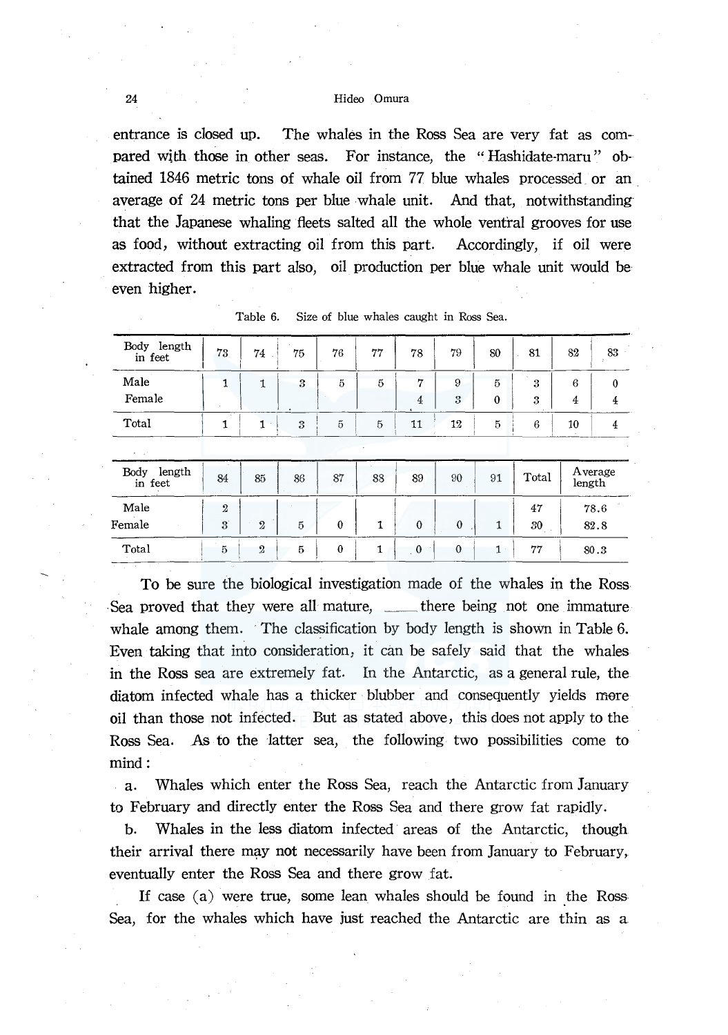entrance is closed up. The whales in the Ross Sea are very fat as compared with those in other seas. For instance, the "Hashidate-maru" obtained 1846 metric tons of whale oil from 77 blue whales processed or an average of 24 metric tons per blue whale unit. And that, notwithstanding that the Japanese whaling fleets salted all the whole ventral grooves for use as food, without extracting oil from this part. Accordingly, if oil were extracted from this part also, oil production per blue whale unit would be even higher.

Table 6. Size of blue whales caught in Ross Sea.

| Body length in feet | 73 | 74 | 75 | 76 | 77 | 78 | 79 | 80 | 81 | 82 | 83 |
|---|---|---|---|---|---|---|---|---|---|---|---|
| Male | 1 | 1 | 3 | 5 | 5 | 7 | 9 | 5 | 3 | 6 | 0 |
| Female | | | | | | 4 | 3 | 0 | 3 | 4 | 4 |
| Total | 1 | 1 | 3 | 5 | 5 | 11 | 12 | 5 | 6 | 10 | 4 |

| Body length in feet | 84 | 85 | 86 | 87 | 88 | 89 | 90 | 91 | Total | Average length |
|---|---|---|---|---|---|---|---|---|---|---|
| Male | 2 | | | | | | | | 47 | 78.6 |
| Female | 3 | 2 | 5 | 0 | 1 | 0 | 0 | 1 | 30 | 82.8 |
| Total | 5 | 2 | 5 | 0 | 1 | 0 | 0 | 1 | 77 | 80.3 |

To be sure the biological investigation made of the whales in the Ross Sea proved that they were all mature, ___ there being not one immature whale among them. The classification by body length is shown in Table 6. Even taking that into consideration, it can be safely said that the whales in the Ross sea are extremely fat. In the Antarctic, as a general rule, the diatom infected whale has a thicker blubber and consequently yields more oil than those not infected. But as stated above, this does not apply to the Ross Sea. As to the latter sea, the following two possibilities come to mind:

a. Whales which enter the Ross Sea, reach the Antarctic from January to February and directly enter the Ross Sea and there grow fat rapidly.

b. Whales in the less diatom infected areas of the Antarctic, though their arrival there may not necessarily have been from January to February, eventually enter the Ross Sea and there grow fat.

If case (a) were true, some lean whales should be found in the Ross Sea, for the whales which have just reached the Antarctic are thin as a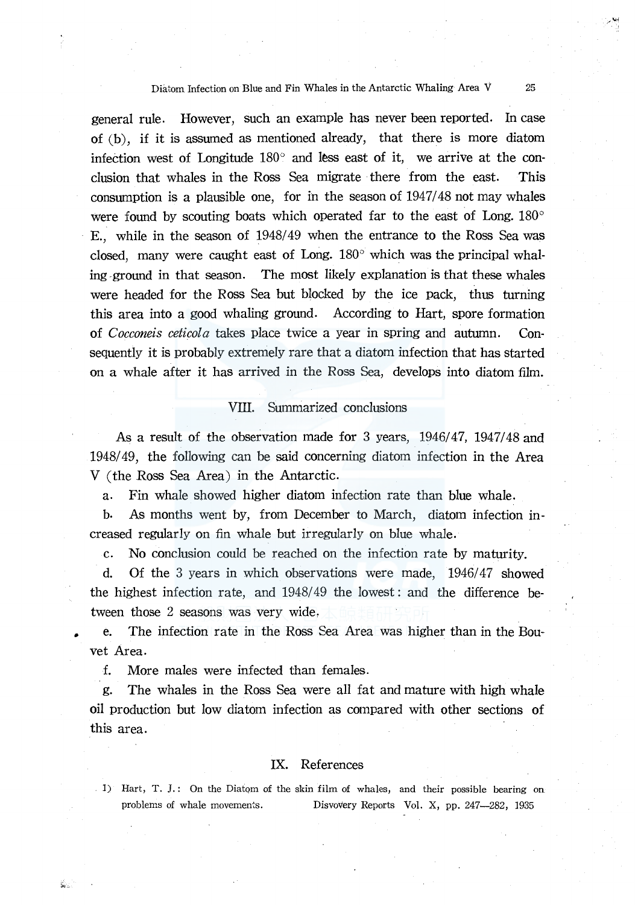general rule. However, such an example has never been reported. In case of (b), if it is assumed as mentioned already, that there is more diatom infection west of Longitude 180° and less east of it, we arrive at the conclusion that whales in the Ross Sea migrate there from the east. This consumption is a plausible one, for in the season of 1947/48 not may whales were found by scouting boats which operated far to the east of Long. 180° E., while in the season of 1948/49 when the entrance to the Ross Sea was closed, many were caught east of Long. 180° which was the principal whaling ground in that season. The most likely explanation is that these whales were headed for the Ross Sea but blocked by the ice pack, thus turning this area into a good whaling ground. According to Hart, spore formation of *Cocconeis ceticola* takes place twice a year in spring and autumn. Consequently it is probably extremely rare that a diatom infection that has started on a whale after it has arrived in the Ross Sea, develops into diatom film.

## VIII. Summarized conclusions

As a result of the observation made for 3 years, 1946/47, 1947/48 and 1948/49, the following can be said concerning diatom infection in the Area V (the Ross Sea Area) in the Antarctic.

a. Fin whale showed higher diatom infection rate than blue whale.

b. As months went by, from December to March, diatom infection increased regularly on fin whale but irregularly on blue whale.

c. No conclusion could be reached on the infection rate by maturity.

d. Of the 3 years in which observations were made, 1946/47 showed the highest infection rate, and 1948/49 the lowest: and the difference between those 2 seasons was very wide.

e. The infection rate in the Ross Sea Area was higher than in the Bouvet Area.

f. More males were infected than females.

g. The whales in the Ross Sea were all fat and mature with high whale oil production but low diatom infection as compared with other sections of this area.

## IX. References

1) Hart, T. J.: On the Diatom of the skin film of whales, and their possible bearing on problems of whale movements. Disvovery Reports Vol. X, pp. 247—282, 1935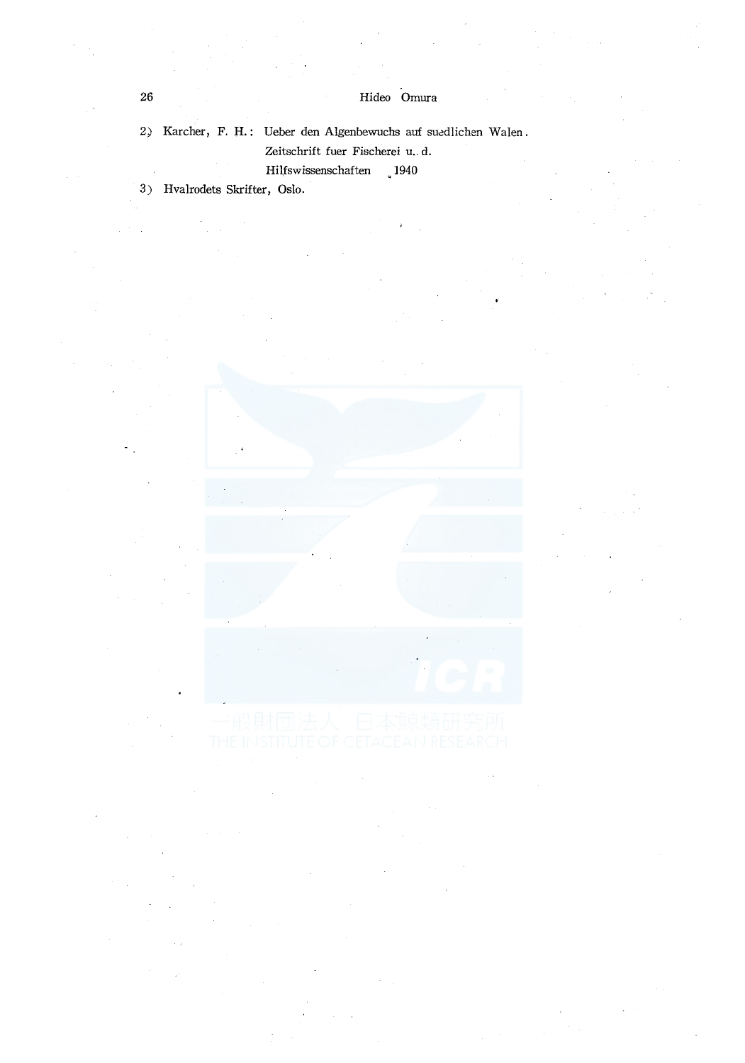2) Karcher, F. H.: Ueber den Algenbewuchs auf suedlichen Walen. Zeitschrift fuer Fischerei u. d. Hilfswissenschaften 1940

3) Hvalrodets Skrifter, Oslo.